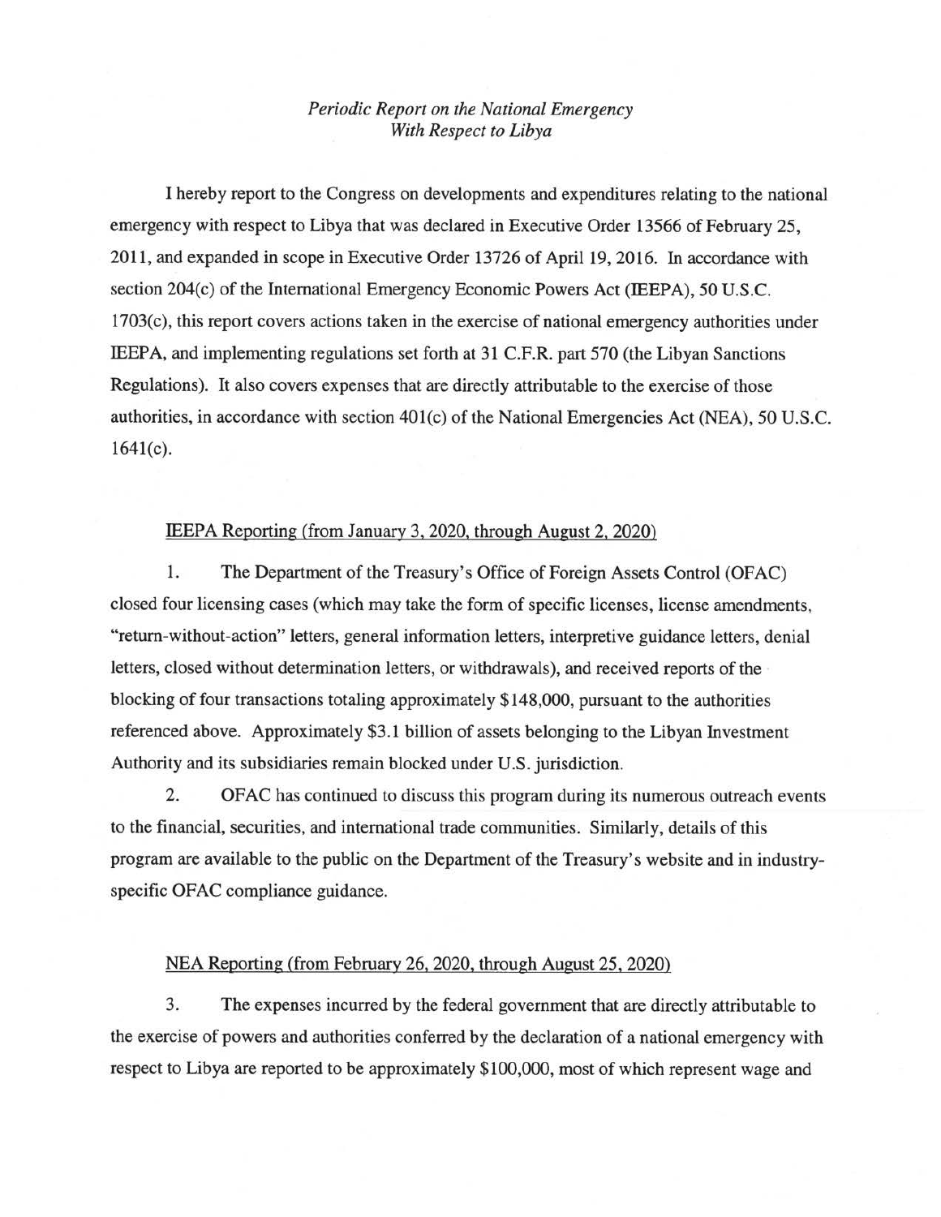*Periodic Report on the National Emergency With Respect to Libya*

I hereby report to the Congress on developments and expenditures relating to the national emergency with respect to Libya that was declared in Executive Order 13566 of February 25, 2011, and expanded in scope in Executive Order 13726 of April 19, 2016. In accordance with section 204(c) of the International Emergency Economic Powers Act (IEEPA), 50 U.S.C. 1703(c), this report covers actions taken in the exercise of national emergency authorities under IEEPA, and implementing regulations set forth at 31 C.F.R. part 570 (the Libyan Sanctions Regulations). It also covers expenses that are directly attributable to the exercise of those authorities, in accordance with section 401(c) of the National Emergencies Act (NEA), 50 U.S.C. 1641(c).

IEEPA Reporting (from January 3, 2020, through August 2, 2020)

1. The Department of the Treasury's Office of Foreign Assets Control (OFAC) closed four licensing cases (which may take the form of specific licenses, license amendments, "return-without-action" letters, general information letters, interpretive guidance letters, denial letters, closed without determination letters, or withdrawals), and received reports of the blocking of four transactions totaling approximately $148,000, pursuant to the authorities referenced above. Approximately $3.1 billion of assets belonging to the Libyan Investment Authority and its subsidiaries remain blocked under U.S. jurisdiction.

2. OFAC has continued to discuss this program during its numerous outreach events to the financial, securities, and international trade communities. Similarly, details of this program are available to the public on the Department of the Treasury's website and in industry-specific OFAC compliance guidance.

NEA Reporting (from February 26, 2020, through August 25, 2020)

3. The expenses incurred by the federal government that are directly attributable to the exercise of powers and authorities conferred by the declaration of a national emergency with respect to Libya are reported to be approximately $100,000, most of which represent wage and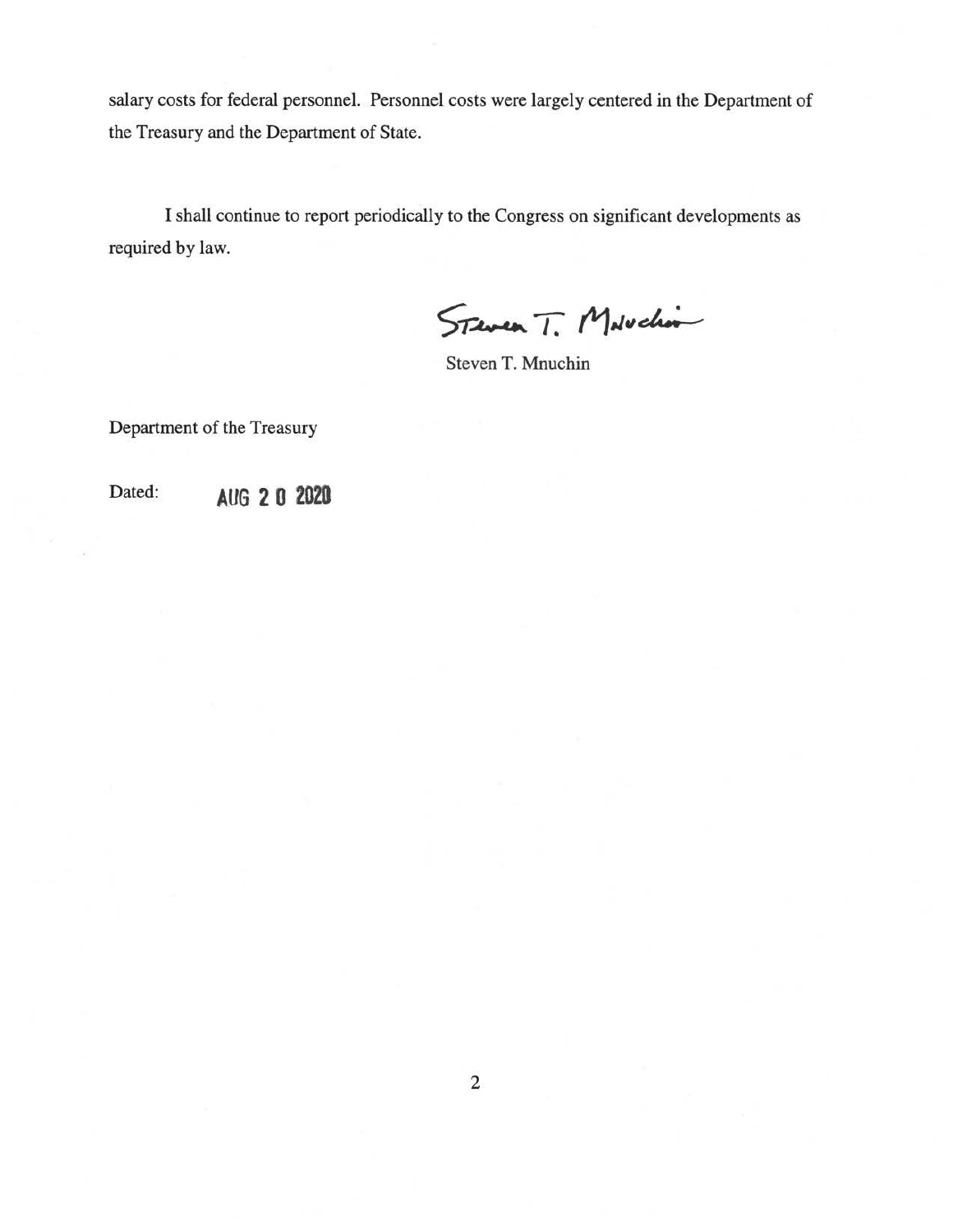salary costs for federal personnel. Personnel costs were largely centered in the Department of the Treasury and the Department of State.

I shall continue to report periodically to the Congress on significant developments as required by law.

Steven T. Mnuchin

Steven T. Mnuchin

Department of the Treasury

Dated: AUG 20 2020